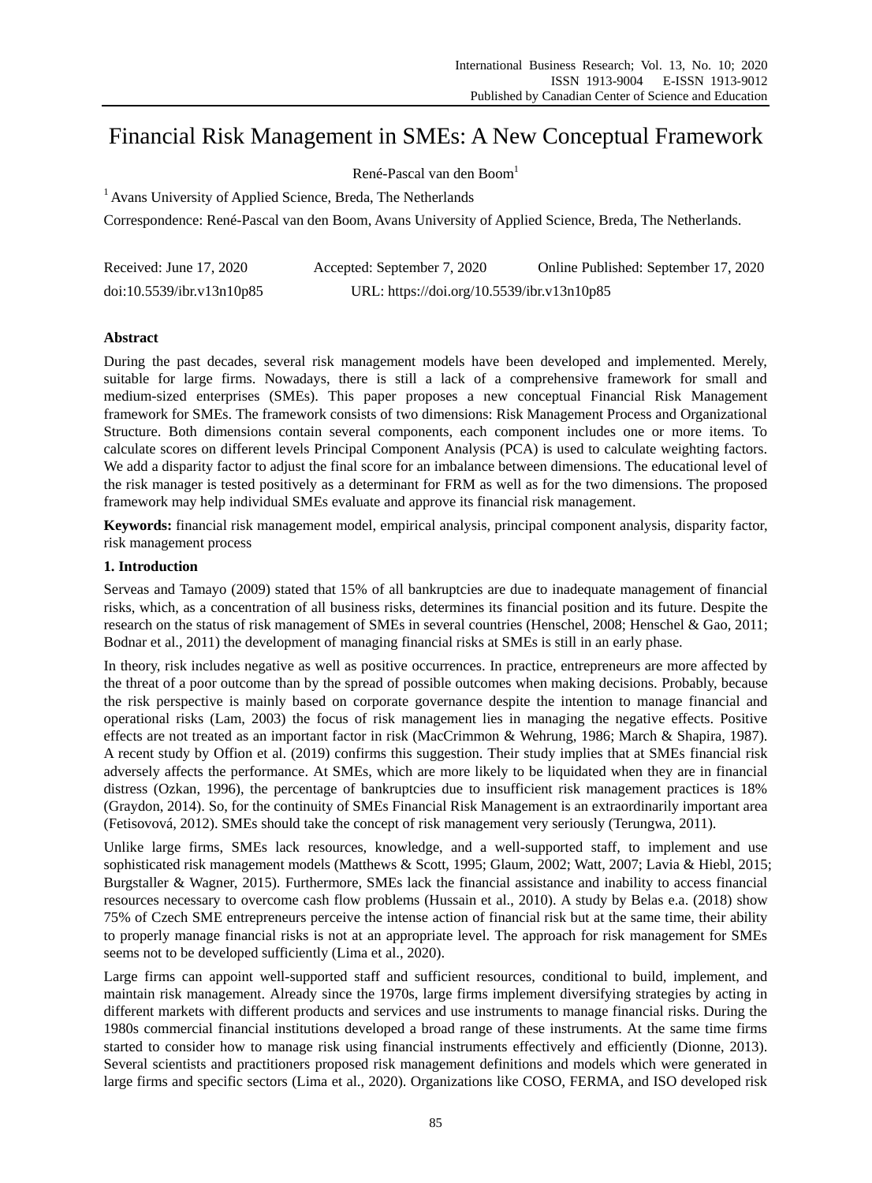# Financial Risk Management in SMEs: A New Conceptual Framework

René-Pascal van den Boom[1]

[1] Avans University of Applied Science, Breda, The Netherlands

Correspondence: René-Pascal van den Boom, Avans University of Applied Science, Breda, The Netherlands.

Received: June 17, 2020    Accepted: September 7, 2020    Online Published: September 17, 2020

doi:10.5539/ibr.v13n10p85    URL: https://doi.org/10.5539/ibr.v13n10p85

## Abstract

During the past decades, several risk management models have been developed and implemented. Merely, suitable for large firms. Nowadays, there is still a lack of a comprehensive framework for small and medium-sized enterprises (SMEs). This paper proposes a new conceptual Financial Risk Management framework for SMEs. The framework consists of two dimensions: Risk Management Process and Organizational Structure. Both dimensions contain several components, each component includes one or more items. To calculate scores on different levels Principal Component Analysis (PCA) is used to calculate weighting factors. We add a disparity factor to adjust the final score for an imbalance between dimensions. The educational level of the risk manager is tested positively as a determinant for FRM as well as for the two dimensions. The proposed framework may help individual SMEs evaluate and approve its financial risk management.

**Keywords:** financial risk management model, empirical analysis, principal component analysis, disparity factor, risk management process

## 1. Introduction

Serveas and Tamayo (2009) stated that 15% of all bankruptcies are due to inadequate management of financial risks, which, as a concentration of all business risks, determines its financial position and its future. Despite the research on the status of risk management of SMEs in several countries (Henschel, 2008; Henschel & Gao, 2011; Bodnar et al., 2011) the development of managing financial risks at SMEs is still in an early phase.

In theory, risk includes negative as well as positive occurrences. In practice, entrepreneurs are more affected by the threat of a poor outcome than by the spread of possible outcomes when making decisions. Probably, because the risk perspective is mainly based on corporate governance despite the intention to manage financial and operational risks (Lam, 2003) the focus of risk management lies in managing the negative effects. Positive effects are not treated as an important factor in risk (MacCrimmon & Wehrung, 1986; March & Shapira, 1987). A recent study by Offion et al. (2019) confirms this suggestion. Their study implies that at SMEs financial risk adversely affects the performance. At SMEs, which are more likely to be liquidated when they are in financial distress (Ozkan, 1996), the percentage of bankruptcies due to insufficient risk management practices is 18% (Graydon, 2014). So, for the continuity of SMEs Financial Risk Management is an extraordinarily important area (Fetisovová, 2012). SMEs should take the concept of risk management very seriously (Terungwa, 2011).

Unlike large firms, SMEs lack resources, knowledge, and a well-supported staff, to implement and use sophisticated risk management models (Matthews & Scott, 1995; Glaum, 2002; Watt, 2007; Lavia & Hiebl, 2015; Burgstaller & Wagner, 2015). Furthermore, SMEs lack the financial assistance and inability to access financial resources necessary to overcome cash flow problems (Hussain et al., 2010). A study by Belas e.a. (2018) show 75% of Czech SME entrepreneurs perceive the intense action of financial risk but at the same time, their ability to properly manage financial risks is not at an appropriate level. The approach for risk management for SMEs seems not to be developed sufficiently (Lima et al., 2020).

Large firms can appoint well-supported staff and sufficient resources, conditional to build, implement, and maintain risk management. Already since the 1970s, large firms implement diversifying strategies by acting in different markets with different products and services and use instruments to manage financial risks. During the 1980s commercial financial institutions developed a broad range of these instruments. At the same time firms started to consider how to manage risk using financial instruments effectively and efficiently (Dionne, 2013). Several scientists and practitioners proposed risk management definitions and models which were generated in large firms and specific sectors (Lima et al., 2020). Organizations like COSO, FERMA, and ISO developed risk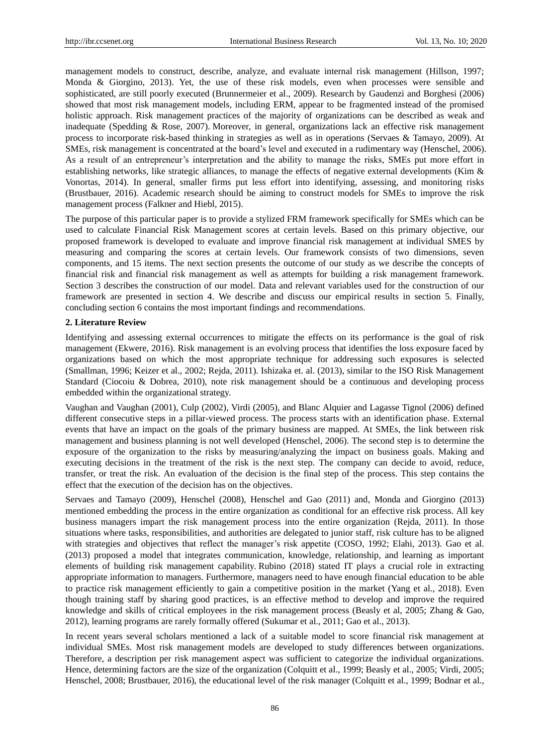management models to construct, describe, analyze, and evaluate internal risk management (Hillson, 1997; Monda & Giorgino, 2013). Yet, the use of these risk models, even when processes were sensible and sophisticated, are still poorly executed (Brunnermeier et al., 2009). Research by Gaudenzi and Borghesi (2006) showed that most risk management models, including ERM, appear to be fragmented instead of the promised holistic approach. Risk management practices of the majority of organizations can be described as weak and inadequate (Spedding & Rose, 2007). Moreover, in general, organizations lack an effective risk management process to incorporate risk-based thinking in strategies as well as in operations (Servaes & Tamayo, 2009). At SMEs, risk management is concentrated at the board's level and executed in a rudimentary way (Henschel, 2006). As a result of an entrepreneur's interpretation and the ability to manage the risks, SMEs put more effort in establishing networks, like strategic alliances, to manage the effects of negative external developments (Kim & Vonortas, 2014). In general, smaller firms put less effort into identifying, assessing, and monitoring risks (Brustbauer, 2016). Academic research should be aiming to construct models for SMEs to improve the risk management process (Falkner and Hiebl, 2015).

The purpose of this particular paper is to provide a stylized FRM framework specifically for SMEs which can be used to calculate Financial Risk Management scores at certain levels. Based on this primary objective, our proposed framework is developed to evaluate and improve financial risk management at individual SMES by measuring and comparing the scores at certain levels. Our framework consists of two dimensions, seven components, and 15 items. The next section presents the outcome of our study as we describe the concepts of financial risk and financial risk management as well as attempts for building a risk management framework. Section 3 describes the construction of our model. Data and relevant variables used for the construction of our framework are presented in section 4. We describe and discuss our empirical results in section 5. Finally, concluding section 6 contains the most important findings and recommendations.

## 2. Literature Review

Identifying and assessing external occurrences to mitigate the effects on its performance is the goal of risk management (Ekwere, 2016). Risk management is an evolving process that identifies the loss exposure faced by organizations based on which the most appropriate technique for addressing such exposures is selected (Smallman, 1996; Keizer et al., 2002; Rejda, 2011). Ishizaka et. al. (2013), similar to the ISO Risk Management Standard (Ciocoiu & Dobrea, 2010), note risk management should be a continuous and developing process embedded within the organizational strategy.

Vaughan and Vaughan (2001), Culp (2002), Virdi (2005), and Blanc Alquier and Lagasse Tignol (2006) defined different consecutive steps in a pillar-viewed process. The process starts with an identification phase. External events that have an impact on the goals of the primary business are mapped. At SMEs, the link between risk management and business planning is not well developed (Henschel, 2006). The second step is to determine the exposure of the organization to the risks by measuring/analyzing the impact on business goals. Making and executing decisions in the treatment of the risk is the next step. The company can decide to avoid, reduce, transfer, or treat the risk. An evaluation of the decision is the final step of the process. This step contains the effect that the execution of the decision has on the objectives.

Servaes and Tamayo (2009), Henschel (2008), Henschel and Gao (2011) and, Monda and Giorgino (2013) mentioned embedding the process in the entire organization as conditional for an effective risk process. All key business managers impart the risk management process into the entire organization (Rejda, 2011). In those situations where tasks, responsibilities, and authorities are delegated to junior staff, risk culture has to be aligned with strategies and objectives that reflect the manager's risk appetite (COSO, 1992; Elahi, 2013). Gao et al. (2013) proposed a model that integrates communication, knowledge, relationship, and learning as important elements of building risk management capability. Rubino (2018) stated IT plays a crucial role in extracting appropriate information to managers. Furthermore, managers need to have enough financial education to be able to practice risk management efficiently to gain a competitive position in the market (Yang et al., 2018). Even though training staff by sharing good practices, is an effective method to develop and improve the required knowledge and skills of critical employees in the risk management process (Beasly et al, 2005; Zhang & Gao, 2012), learning programs are rarely formally offered (Sukumar et al., 2011; Gao et al., 2013).

In recent years several scholars mentioned a lack of a suitable model to score financial risk management at individual SMEs. Most risk management models are developed to study differences between organizations. Therefore, a description per risk management aspect was sufficient to categorize the individual organizations. Hence, determining factors are the size of the organization (Colquitt et al., 1999; Beasly et al., 2005; Virdi, 2005; Henschel, 2008; Brustbauer, 2016), the educational level of the risk manager (Colquitt et al., 1999; Bodnar et al.,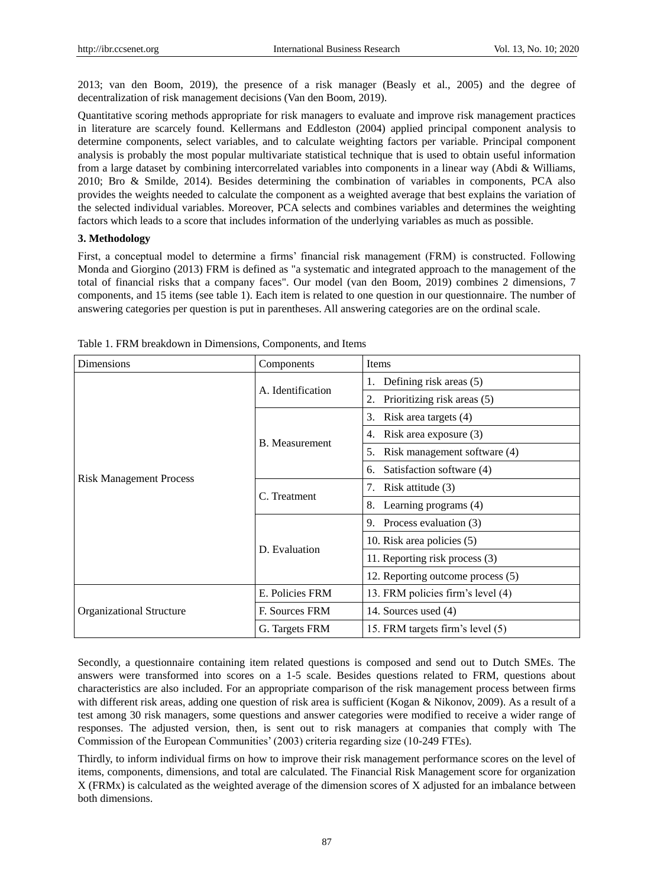2013; van den Boom, 2019), the presence of a risk manager (Beasly et al., 2005) and the degree of decentralization of risk management decisions (Van den Boom, 2019).

Quantitative scoring methods appropriate for risk managers to evaluate and improve risk management practices in literature are scarcely found. Kellermans and Eddleston (2004) applied principal component analysis to determine components, select variables, and to calculate weighting factors per variable. Principal component analysis is probably the most popular multivariate statistical technique that is used to obtain useful information from a large dataset by combining intercorrelated variables into components in a linear way (Abdi & Williams, 2010; Bro & Smilde, 2014). Besides determining the combination of variables in components, PCA also provides the weights needed to calculate the component as a weighted average that best explains the variation of the selected individual variables. Moreover, PCA selects and combines variables and determines the weighting factors which leads to a score that includes information of the underlying variables as much as possible.

## 3. Methodology

First, a conceptual model to determine a firms' financial risk management (FRM) is constructed. Following Monda and Giorgino (2013) FRM is defined as "a systematic and integrated approach to the management of the total of financial risks that a company faces". Our model (van den Boom, 2019) combines 2 dimensions, 7 components, and 15 items (see table 1). Each item is related to one question in our questionnaire. The number of answering categories per question is put in parentheses. All answering categories are on the ordinal scale.

Table 1. FRM breakdown in Dimensions, Components, and Items

| Dimensions | Components | Items |
|---|---|---|
| Risk Management Process | A. Identification | 1. Defining risk areas (5) |
| | | 2. Prioritizing risk areas (5) |
| | B. Measurement | 3. Risk area targets (4) |
| | | 4. Risk area exposure (3) |
| | | 5. Risk management software (4) |
| | | 6. Satisfaction software (4) |
| | C. Treatment | 7. Risk attitude (3) |
| | | 8. Learning programs (4) |
| | D. Evaluation | 9. Process evaluation (3) |
| | | 10. Risk area policies (5) |
| | | 11. Reporting risk process (3) |
| | | 12. Reporting outcome process (5) |
| Organizational Structure | E. Policies FRM | 13. FRM policies firm's level (4) |
| | F. Sources FRM | 14. Sources used (4) |
| | G. Targets FRM | 15. FRM targets firm's level (5) |

Secondly, a questionnaire containing item related questions is composed and send out to Dutch SMEs. The answers were transformed into scores on a 1-5 scale. Besides questions related to FRM, questions about characteristics are also included. For an appropriate comparison of the risk management process between firms with different risk areas, adding one question of risk area is sufficient (Kogan & Nikonov, 2009). As a result of a test among 30 risk managers, some questions and answer categories were modified to receive a wider range of responses. The adjusted version, then, is sent out to risk managers at companies that comply with The Commission of the European Communities' (2003) criteria regarding size (10-249 FTEs).

Thirdly, to inform individual firms on how to improve their risk management performance scores on the level of items, components, dimensions, and total are calculated. The Financial Risk Management score for organization X (FRMx) is calculated as the weighted average of the dimension scores of X adjusted for an imbalance between both dimensions.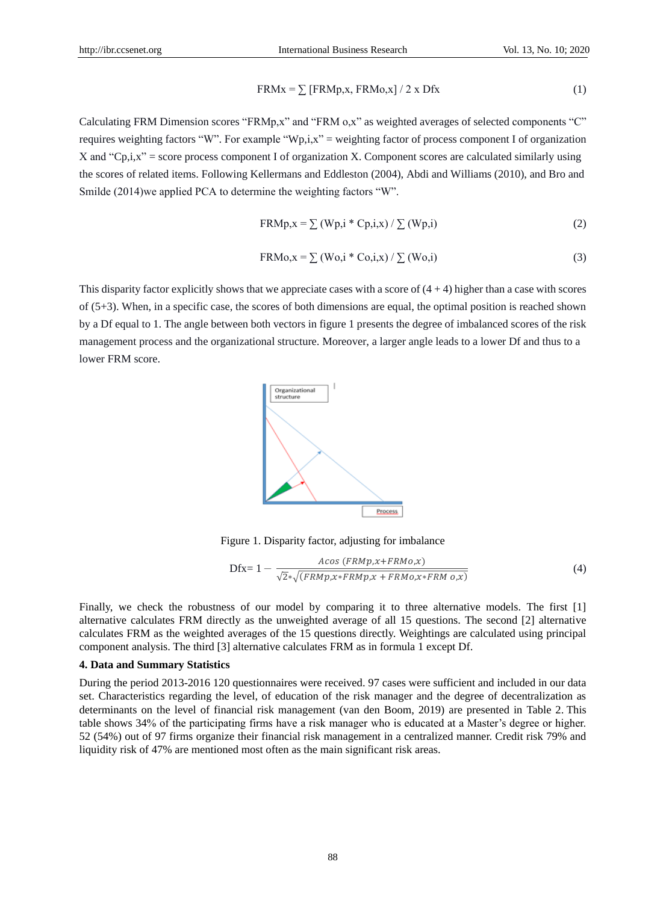$$\text{FRMx} = \sum [\text{FRMp,x}, \text{FRMo,x}] / 2 \times \text{Dfx} \tag{1}$$

Calculating FRM Dimension scores "FRMp,x" and "FRM o,x" as weighted averages of selected components "C" requires weighting factors "W". For example "Wp,i,x" = weighting factor of process component I of organization X and "Cp,i,x" = score process component I of organization X. Component scores are calculated similarly using the scores of related items. Following Kellermans and Eddleston (2004), Abdi and Williams (2010), and Bro and Smilde (2014)we applied PCA to determine the weighting factors "W".

$$\text{FRMp,x} = \sum (\text{Wp,i} * \text{Cp,i,x}) / \sum (\text{Wp,i}) \tag{2}$$

$$\text{FRMo,x} = \sum (\text{Wo,i} * \text{Co,i,x}) / \sum (\text{Wo,i}) \tag{3}$$

This disparity factor explicitly shows that we appreciate cases with a score of (4 + 4) higher than a case with scores of (5+3). When, in a specific case, the scores of both dimensions are equal, the optimal position is reached shown by a Df equal to 1. The angle between both vectors in figure 1 presents the degree of imbalanced scores of the risk management process and the organizational structure. Moreover, a larger angle leads to a lower Df and thus to a lower FRM score.

Figure 1. Disparity factor, adjusting for imbalance

$$\text{Dfx} = 1 - \frac{Acos\ (FRMp,x + FRMo,x)}{\sqrt{2} * \sqrt{(FRMp,x * FRMp,x + FRMo,x * FRM\ o,x)}} \tag{4}$$

Finally, we check the robustness of our model by comparing it to three alternative models. The first [1] alternative calculates FRM directly as the unweighted average of all 15 questions. The second [2] alternative calculates FRM as the weighted averages of the 15 questions directly. Weightings are calculated using principal component analysis. The third [3] alternative calculates FRM as in formula 1 except Df.

### 4. Data and Summary Statistics

During the period 2013-2016 120 questionnaires were received. 97 cases were sufficient and included in our data set. Characteristics regarding the level, of education of the risk manager and the degree of decentralization as determinants on the level of financial risk management (van den Boom, 2019) are presented in Table 2. This table shows 34% of the participating firms have a risk manager who is educated at a Master's degree or higher. 52 (54%) out of 97 firms organize their financial risk management in a centralized manner. Credit risk 79% and liquidity risk of 47% are mentioned most often as the main significant risk areas.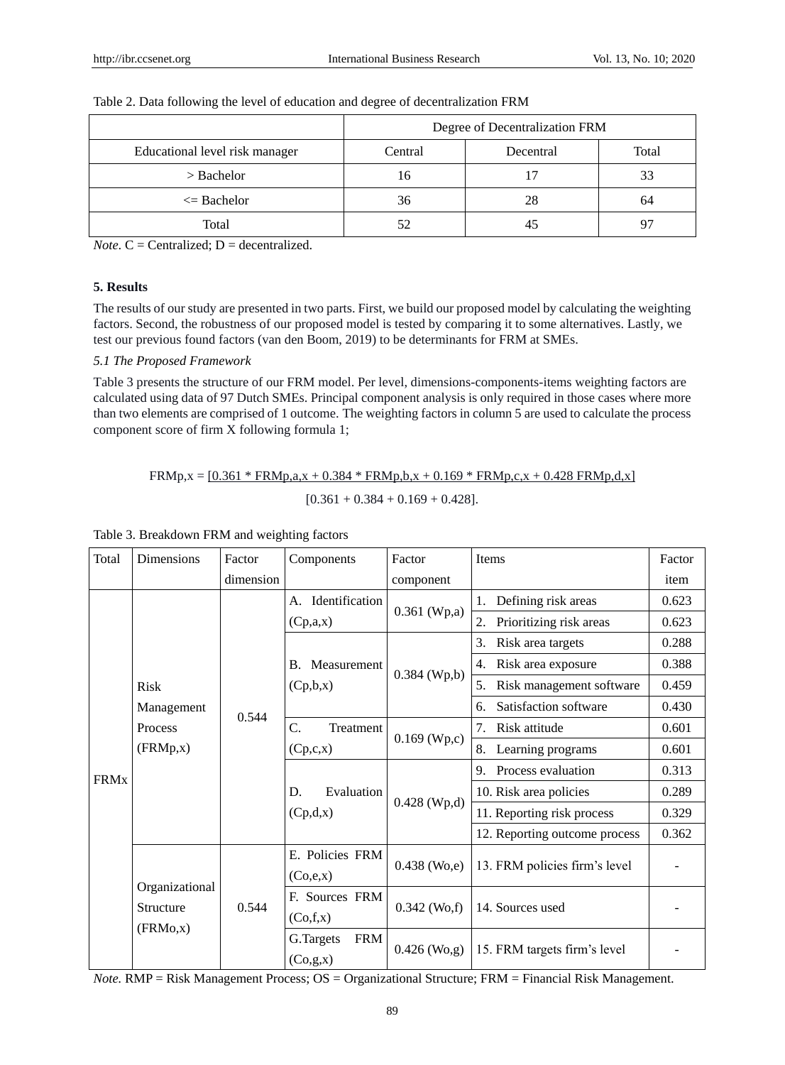Table 2. Data following the level of education and degree of decentralization FRM

| | Degree of Decentralization FRM | | |
|---|---|---|---|
| Educational level risk manager | Central | Decentral | Total |
| > Bachelor | 16 | 17 | 33 |
| <= Bachelor | 36 | 28 | 64 |
| Total | 52 | 45 | 97 |

*Note*. C = Centralized; D = decentralized.

## 5. Results

The results of our study are presented in two parts. First, we build our proposed model by calculating the weighting factors. Second, the robustness of our proposed model is tested by comparing it to some alternatives. Lastly, we test our previous found factors (van den Boom, 2019) to be determinants for FRM at SMEs.

### *5.1 The Proposed Framework*

Table 3 presents the structure of our FRM model. Per level, dimensions-components-items weighting factors are calculated using data of 97 Dutch SMEs. Principal component analysis is only required in those cases where more than two elements are comprised of 1 outcome. The weighting factors in column 5 are used to calculate the process component score of firm X following formula 1;

$$FRM_{p,x} = \frac{0.361 * FRM_{p,a,x} + 0.384 * FRM_{p,b,x} + 0.169 * FRM_{p,c,x} + 0.428\ FRM_{p,d,x}}{[0.361 + 0.384 + 0.169 + 0.428]}$$

Table 3. Breakdown FRM and weighting factors

| Total | Dimensions | Factor dimension | Components | Factor component | Items | Factor item |
|---|---|---|---|---|---|---|
| FRMx | Risk Management Process (FRMp,x) | 0.544 | A. Identification (Cp,a,x) | 0.361 (Wp,a) | 1. Defining risk areas | 0.623 |
| | | | | | 2. Prioritizing risk areas | 0.623 |
| | | | B. Measurement (Cp,b,x) | 0.384 (Wp,b) | 3. Risk area targets | 0.288 |
| | | | | | 4. Risk area exposure | 0.388 |
| | | | | | 5. Risk management software | 0.459 |
| | | | | | 6. Satisfaction software | 0.430 |
| | | | C. Treatment (Cp,c,x) | 0.169 (Wp,c) | 7. Risk attitude | 0.601 |
| | | | | | 8. Learning programs | 0.601 |
| | | | D. Evaluation (Cp,d,x) | 0.428 (Wp,d) | 9. Process evaluation | 0.313 |
| | | | | | 10. Risk area policies | 0.289 |
| | | | | | 11. Reporting risk process | 0.329 |
| | | | | | 12. Reporting outcome process | 0.362 |
| | Organizational Structure (FRMo,x) | 0.544 | E. Policies FRM (Co,e,x) | 0.438 (Wo,e) | 13. FRM policies firm's level | - |
| | | | F. Sources FRM (Co,f,x) | 0.342 (Wo,f) | 14. Sources used | - |
| | | | G.Targets FRM (Co,g,x) | 0.426 (Wo,g) | 15. FRM targets firm's level | - |

*Note.* RMP = Risk Management Process; OS = Organizational Structure; FRM = Financial Risk Management.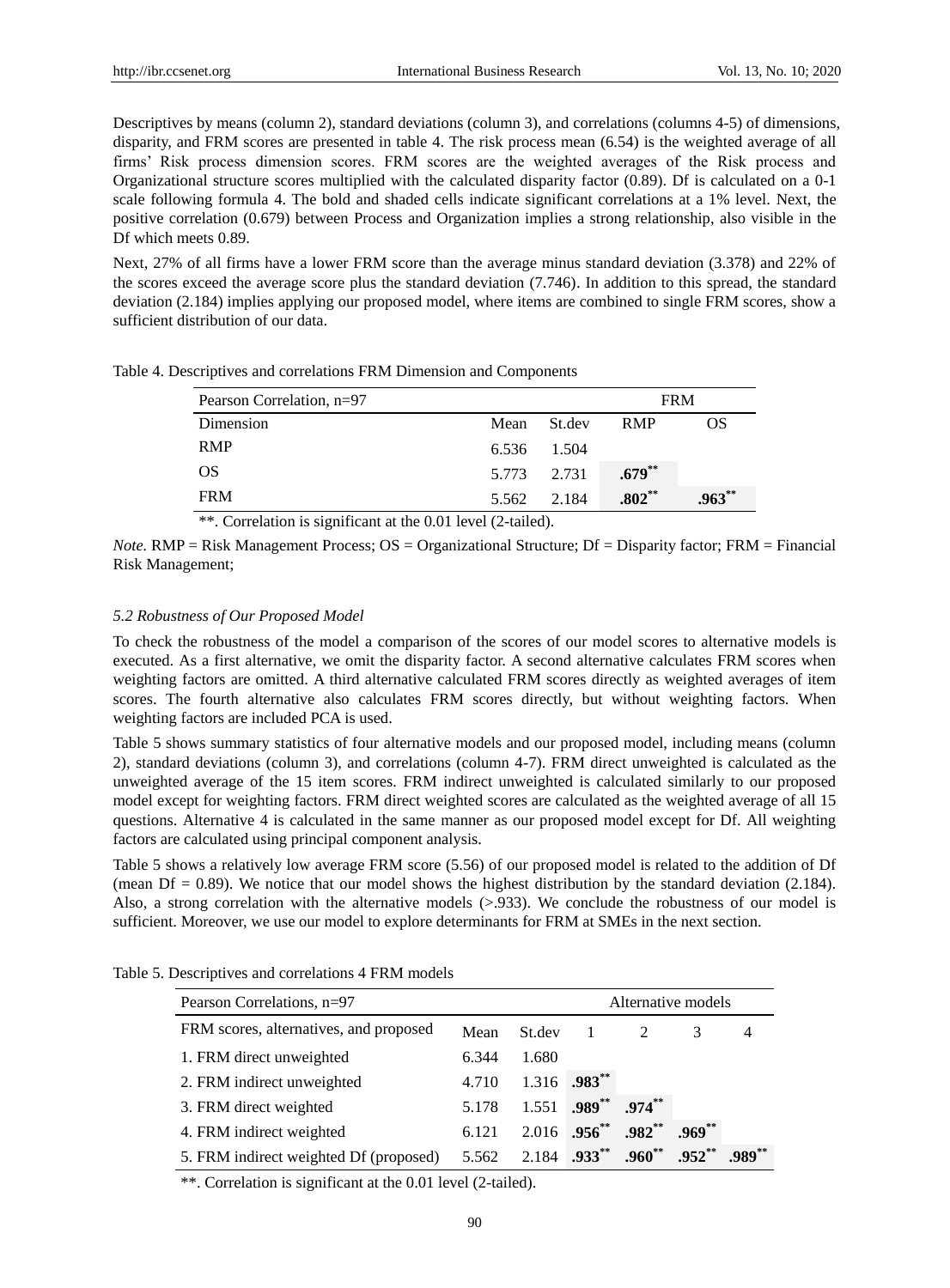Descriptives by means (column 2), standard deviations (column 3), and correlations (columns 4-5) of dimensions, disparity, and FRM scores are presented in table 4. The risk process mean (6.54) is the weighted average of all firms' Risk process dimension scores. FRM scores are the weighted averages of the Risk process and Organizational structure scores multiplied with the calculated disparity factor (0.89). Df is calculated on a 0-1 scale following formula 4. The bold and shaded cells indicate significant correlations at a 1% level. Next, the positive correlation (0.679) between Process and Organization implies a strong relationship, also visible in the Df which meets 0.89.

Next, 27% of all firms have a lower FRM score than the average minus standard deviation (3.378) and 22% of the scores exceed the average score plus the standard deviation (7.746). In addition to this spread, the standard deviation (2.184) implies applying our proposed model, where items are combined to single FRM scores, show a sufficient distribution of our data.

Table 4. Descriptives and correlations FRM Dimension and Components

| Pearson Correlation, n=97 | | | FRM | |
|---|---|---|---|---|
| Dimension | Mean | St.dev | RMP | OS |
| RMP | 6.536 | 1.504 | | |
| OS | 5.773 | 2.731 | **.679**** | |
| FRM | 5.562 | 2.184 | **.802**** | **.963**** |

**. Correlation is significant at the 0.01 level (2-tailed).

*Note.* RMP = Risk Management Process; OS = Organizational Structure; Df = Disparity factor; FRM = Financial Risk Management;

### *5.2 Robustness of Our Proposed Model*

To check the robustness of the model a comparison of the scores of our model scores to alternative models is executed. As a first alternative, we omit the disparity factor. A second alternative calculates FRM scores when weighting factors are omitted. A third alternative calculated FRM scores directly as weighted averages of item scores. The fourth alternative also calculates FRM scores directly, but without weighting factors. When weighting factors are included PCA is used.

Table 5 shows summary statistics of four alternative models and our proposed model, including means (column 2), standard deviations (column 3), and correlations (column 4-7). FRM direct unweighted is calculated as the unweighted average of the 15 item scores. FRM indirect unweighted is calculated similarly to our proposed model except for weighting factors. FRM direct weighted scores are calculated as the weighted average of all 15 questions. Alternative 4 is calculated in the same manner as our proposed model except for Df. All weighting factors are calculated using principal component analysis.

Table 5 shows a relatively low average FRM score (5.56) of our proposed model is related to the addition of Df (mean Df = 0.89). We notice that our model shows the highest distribution by the standard deviation (2.184). Also, a strong correlation with the alternative models (>.933). We conclude the robustness of our model is sufficient. Moreover, we use our model to explore determinants for FRM at SMEs in the next section.

Table 5. Descriptives and correlations 4 FRM models

| Pearson Correlations, n=97 | | | Alternative models | | | |
|---|---|---|---|---|---|---|
| FRM scores, alternatives, and proposed | Mean | St.dev | 1 | 2 | 3 | 4 |
| 1. FRM direct unweighted | 6.344 | 1.680 | | | | |
| 2. FRM indirect unweighted | 4.710 | 1.316 | **.983**** | | | |
| 3. FRM direct weighted | 5.178 | 1.551 | **.989**** | **.974**** | | |
| 4. FRM indirect weighted | 6.121 | 2.016 | **.956**** | **.982**** | **.969**** | |
| 5. FRM indirect weighted Df (proposed) | 5.562 | 2.184 | **.933**** | **.960**** | **.952**** | **.989**** |

**. Correlation is significant at the 0.01 level (2-tailed).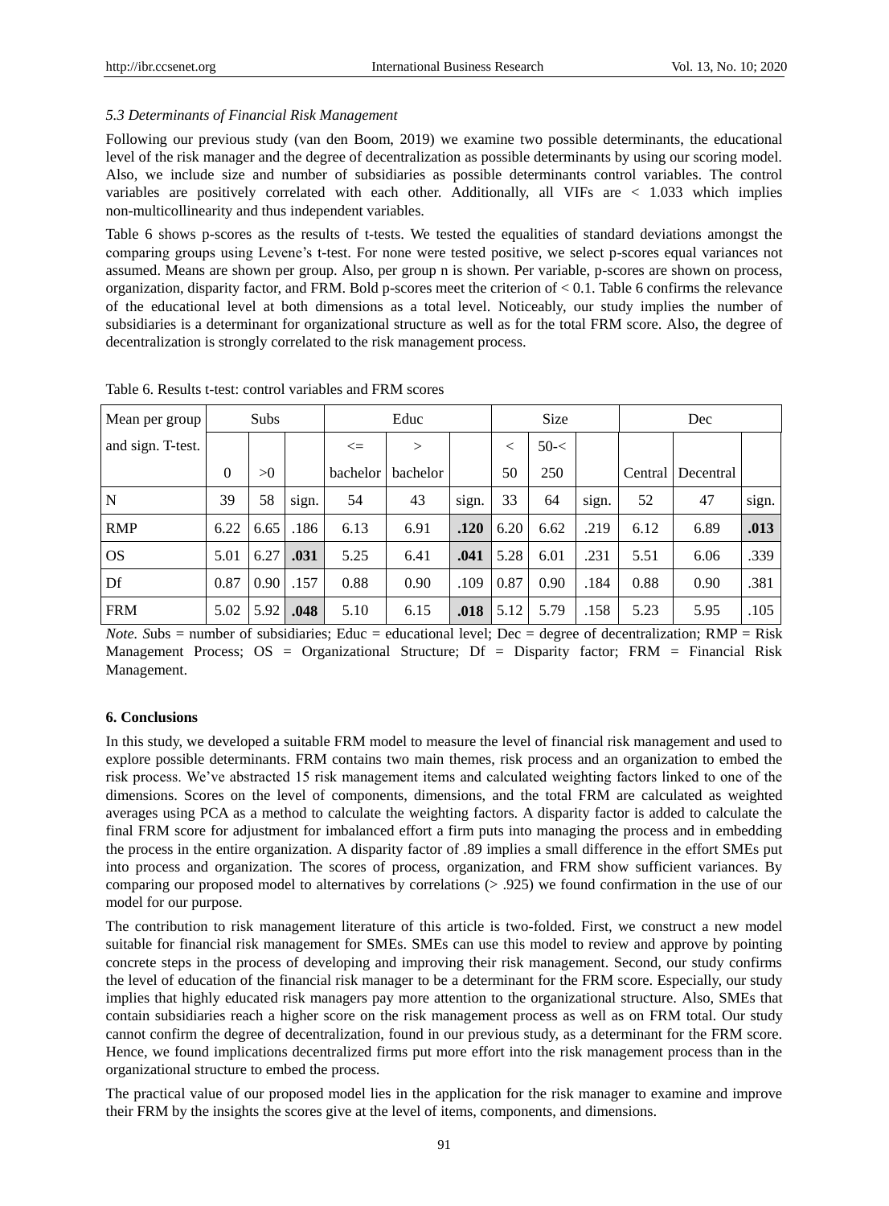### *5.3 Determinants of Financial Risk Management*

Following our previous study (van den Boom, 2019) we examine two possible determinants, the educational level of the risk manager and the degree of decentralization as possible determinants by using our scoring model. Also, we include size and number of subsidiaries as possible determinants control variables. The control variables are positively correlated with each other. Additionally, all VIFs are < 1.033 which implies non-multicollinearity and thus independent variables.

Table 6 shows p-scores as the results of t-tests. We tested the equalities of standard deviations amongst the comparing groups using Levene's t-test. For none were tested positive, we select p-scores equal variances not assumed. Means are shown per group. Also, per group n is shown. Per variable, p-scores are shown on process, organization, disparity factor, and FRM. Bold p-scores meet the criterion of < 0.1. Table 6 confirms the relevance of the educational level at both dimensions as a total level. Noticeably, our study implies the number of subsidiaries is a determinant for organizational structure as well as for the total FRM score. Also, the degree of decentralization is strongly correlated to the risk management process.

Table 6. Results t-test: control variables and FRM scores

| Mean per group and sign. T-test. | Subs | | | Educ | | | Size | | | Dec | | |
|---|---|---|---|---|---|---|---|---|---|---|---|---|
| | 0 | >0 | | <= bachelor | > bachelor | | < 50 | 50-< 250 | | Central | Decentral | |
| N | 39 | 58 | sign. | 54 | 43 | sign. | 33 | 64 | sign. | 52 | 47 | sign. |
| RMP | 6.22 | 6.65 | .186 | 6.13 | 6.91 | **.120** | 6.20 | 6.62 | .219 | 6.12 | 6.89 | **.013** |
| OS | 5.01 | 6.27 | **.031** | 5.25 | 6.41 | **.041** | 5.28 | 6.01 | .231 | 5.51 | 6.06 | .339 |
| Df | 0.87 | 0.90 | .157 | 0.88 | 0.90 | .109 | 0.87 | 0.90 | .184 | 0.88 | 0.90 | .381 |
| FRM | 5.02 | 5.92 | **.048** | 5.10 | 6.15 | **.018** | 5.12 | 5.79 | .158 | 5.23 | 5.95 | .105 |

*Note.* Subs = number of subsidiaries; Educ = educational level; Dec = degree of decentralization; RMP = Risk Management Process; OS = Organizational Structure; Df = Disparity factor; FRM = Financial Risk Management.

## 6. Conclusions

In this study, we developed a suitable FRM model to measure the level of financial risk management and used to explore possible determinants. FRM contains two main themes, risk process and an organization to embed the risk process. We've abstracted 15 risk management items and calculated weighting factors linked to one of the dimensions. Scores on the level of components, dimensions, and the total FRM are calculated as weighted averages using PCA as a method to calculate the weighting factors. A disparity factor is added to calculate the final FRM score for adjustment for imbalanced effort a firm puts into managing the process and in embedding the process in the entire organization. A disparity factor of .89 implies a small difference in the effort SMEs put into process and organization. The scores of process, organization, and FRM show sufficient variances. By comparing our proposed model to alternatives by correlations (> .925) we found confirmation in the use of our model for our purpose.

The contribution to risk management literature of this article is two-folded. First, we construct a new model suitable for financial risk management for SMEs. SMEs can use this model to review and approve by pointing concrete steps in the process of developing and improving their risk management. Second, our study confirms the level of education of the financial risk manager to be a determinant for the FRM score. Especially, our study implies that highly educated risk managers pay more attention to the organizational structure. Also, SMEs that contain subsidiaries reach a higher score on the risk management process as well as on FRM total. Our study cannot confirm the degree of decentralization, found in our previous study, as a determinant for the FRM score. Hence, we found implications decentralized firms put more effort into the risk management process than in the organizational structure to embed the process.

The practical value of our proposed model lies in the application for the risk manager to examine and improve their FRM by the insights the scores give at the level of items, components, and dimensions.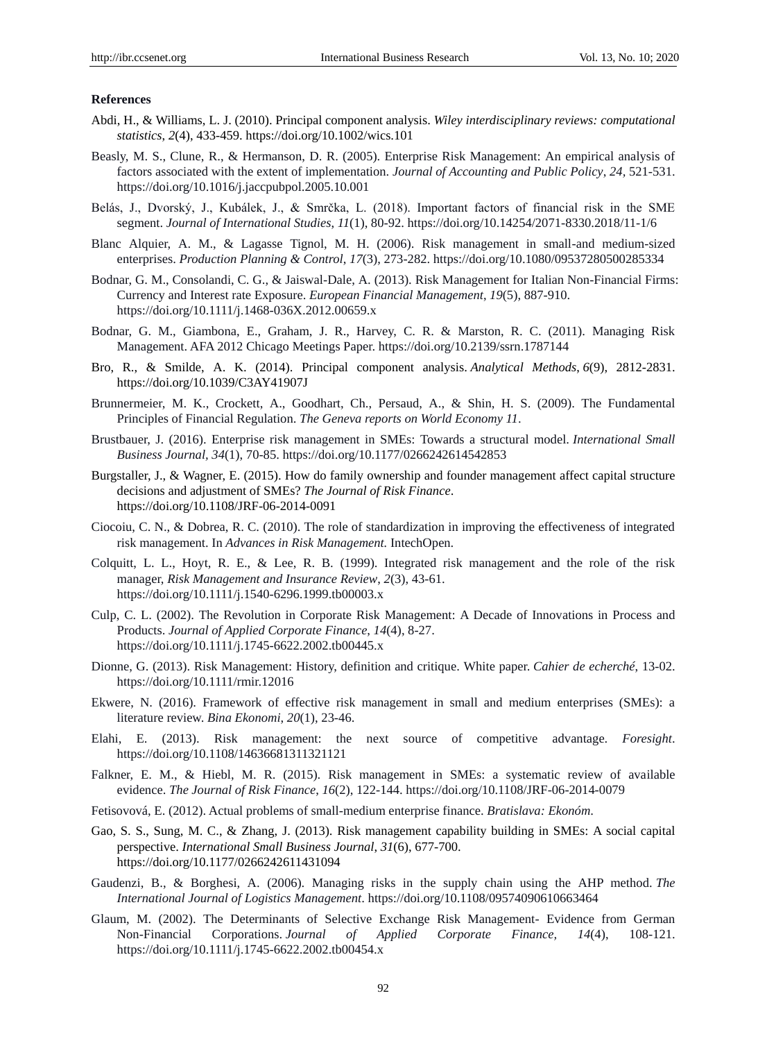**References**

Abdi, H., & Williams, L. J. (2010). Principal component analysis. *Wiley interdisciplinary reviews: computational statistics*, *2*(4), 433-459. https://doi.org/10.1002/wics.101

Beasly, M. S., Clune, R., & Hermanson, D. R. (2005). Enterprise Risk Management: An empirical analysis of factors associated with the extent of implementation. *Journal of Accounting and Public Policy*, *24*, 521-531. https://doi.org/10.1016/j.jaccpubpol.2005.10.001

Belás, J., Dvorský, J., Kubálek, J., & Smrčka, L. (2018). Important factors of financial risk in the SME segment. *Journal of International Studies*, *11*(1), 80-92. https://doi.org/10.14254/2071-8330.2018/11-1/6

Blanc Alquier, A. M., & Lagasse Tignol, M. H. (2006). Risk management in small-and medium-sized enterprises. *Production Planning & Control*, *17*(3), 273-282. https://doi.org/10.1080/09537280500285334

Bodnar, G. M., Consolandi, C. G., & Jaiswal-Dale, A. (2013). Risk Management for Italian Non-Financial Firms: Currency and Interest rate Exposure. *European Financial Management*, *19*(5), 887-910. https://doi.org/10.1111/j.1468-036X.2012.00659.x

Bodnar, G. M., Giambona, E., Graham, J. R., Harvey, C. R. & Marston, R. C. (2011). Managing Risk Management. AFA 2012 Chicago Meetings Paper. https://doi.org/10.2139/ssrn.1787144

Bro, R., & Smilde, A. K. (2014). Principal component analysis. *Analytical Methods*, *6*(9), 2812-2831. https://doi.org/10.1039/C3AY41907J

Brunnermeier, M. K., Crockett, A., Goodhart, Ch., Persaud, A., & Shin, H. S. (2009). The Fundamental Principles of Financial Regulation. *The Geneva reports on World Economy 11*.

Brustbauer, J. (2016). Enterprise risk management in SMEs: Towards a structural model. *International Small Business Journal*, *34*(1), 70-85. https://doi.org/10.1177/0266242614542853

Burgstaller, J., & Wagner, E. (2015). How do family ownership and founder management affect capital structure decisions and adjustment of SMEs? *The Journal of Risk Finance*. https://doi.org/10.1108/JRF-06-2014-0091

Ciocoiu, C. N., & Dobrea, R. C. (2010). The role of standardization in improving the effectiveness of integrated risk management. In *Advances in Risk Management*. IntechOpen.

Colquitt, L. L., Hoyt, R. E., & Lee, R. B. (1999). Integrated risk management and the role of the risk manager, *Risk Management and Insurance Review*, *2*(3), 43-61. https://doi.org/10.1111/j.1540-6296.1999.tb00003.x

Culp, C. L. (2002). The Revolution in Corporate Risk Management: A Decade of Innovations in Process and Products. *Journal of Applied Corporate Finance*, *14*(4), 8-27. https://doi.org/10.1111/j.1745-6622.2002.tb00445.x

Dionne, G. (2013). Risk Management: History, definition and critique. White paper. *Cahier de echerché*, 13-02. https://doi.org/10.1111/rmir.12016

Ekwere, N. (2016). Framework of effective risk management in small and medium enterprises (SMEs): a literature review. *Bina Ekonomi*, *20*(1), 23-46.

Elahi, E. (2013). Risk management: the next source of competitive advantage. *Foresight*. https://doi.org/10.1108/14636681311321121

Falkner, E. M., & Hiebl, M. R. (2015). Risk management in SMEs: a systematic review of available evidence. *The Journal of Risk Finance*, *16*(2), 122-144. https://doi.org/10.1108/JRF-06-2014-0079

Fetisovová, E. (2012). Actual problems of small-medium enterprise finance. *Bratislava: Ekonóm*.

Gao, S. S., Sung, M. C., & Zhang, J. (2013). Risk management capability building in SMEs: A social capital perspective. *International Small Business Journal*, *31*(6), 677-700. https://doi.org/10.1177/0266242611431094

Gaudenzi, B., & Borghesi, A. (2006). Managing risks in the supply chain using the AHP method. *The International Journal of Logistics Management*. https://doi.org/10.1108/09574090610663464

Glaum, M. (2002). The Determinants of Selective Exchange Risk Management- Evidence from German Non-Financial Corporations. *Journal of Applied Corporate Finance, 14*(4), 108-121. https://doi.org/10.1111/j.1745-6622.2002.tb00454.x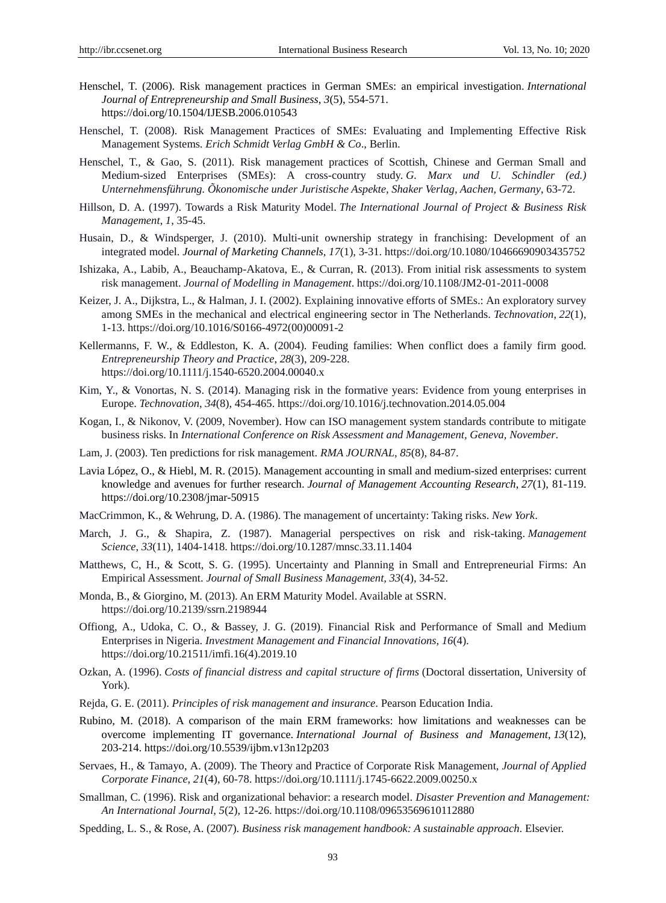Henschel, T. (2006). Risk management practices in German SMEs: an empirical investigation. *International Journal of Entrepreneurship and Small Business*, *3*(5), 554-571. https://doi.org/10.1504/IJESB.2006.010543

Henschel, T. (2008). Risk Management Practices of SMEs: Evaluating and Implementing Effective Risk Management Systems. *Erich Schmidt Verlag GmbH & Co*., Berlin.

Henschel, T., & Gao, S. (2011). Risk management practices of Scottish, Chinese and German Small and Medium-sized Enterprises (SMEs): A cross-country study. *G. Marx und U. Schindler (ed.) Unternehmensführung. Õkonomische under Juristische Aspekte, Shaker Verlag, Aachen, Germany*, 63-72.

Hillson, D. A. (1997). Towards a Risk Maturity Model. *The International Journal of Project & Business Risk Management, 1,* 35-45.

Husain, D., & Windsperger, J. (2010). Multi-unit ownership strategy in franchising: Development of an integrated model. *Journal of Marketing Channels, 17*(1), 3-31. https://doi.org/10.1080/10466690903435752

Ishizaka, A., Labib, A., Beauchamp-Akatova, E., & Curran, R. (2013). From initial risk assessments to system risk management. *Journal of Modelling in Management*. https://doi.org/10.1108/JM2-01-2011-0008

Keizer, J. A., Dijkstra, L., & Halman, J. I. (2002). Explaining innovative efforts of SMEs.: An exploratory survey among SMEs in the mechanical and electrical engineering sector in The Netherlands. *Technovation*, *22*(1), 1-13. https://doi.org/10.1016/S0166-4972(00)00091-2

Kellermanns, F. W., & Eddleston, K. A. (2004). Feuding families: When conflict does a family firm good. *Entrepreneurship Theory and Practice, 28*(3), 209-228. https://doi.org/10.1111/j.1540-6520.2004.00040.x

Kim, Y., & Vonortas, N. S. (2014). Managing risk in the formative years: Evidence from young enterprises in Europe. *Technovation*, *34*(8), 454-465. https://doi.org/10.1016/j.technovation.2014.05.004

Kogan, I., & Nikonov, V. (2009, November). How can ISO management system standards contribute to mitigate business risks. In *International Conference on Risk Assessment and Management, Geneva, November*.

Lam, J. (2003). Ten predictions for risk management. *RMA JOURNAL*, *85*(8), 84-87.

Lavia López, O., & Hiebl, M. R. (2015). Management accounting in small and medium-sized enterprises: current knowledge and avenues for further research. *Journal of Management Accounting Research*, *27*(1), 81-119. https://doi.org/10.2308/jmar-50915

MacCrimmon, K., & Wehrung, D. A. (1986). The management of uncertainty: Taking risks. *New York*.

March, J. G., & Shapira, Z. (1987). Managerial perspectives on risk and risk-taking. *Management Science, 33*(11), 1404-1418. https://doi.org/10.1287/mnsc.33.11.1404

Matthews, C, H., & Scott, S. G. (1995). Uncertainty and Planning in Small and Entrepreneurial Firms: An Empirical Assessment. *Journal of Small Business Management, 33*(4), 34-52.

Monda, B., & Giorgino, M. (2013). An ERM Maturity Model. Available at SSRN. https://doi.org/10.2139/ssrn.2198944

Offiong, A., Udoka, C. O., & Bassey, J. G. (2019). Financial Risk and Performance of Small and Medium Enterprises in Nigeria. *Investment Management and Financial Innovations, 16*(4). https://doi.org/10.21511/imfi.16(4).2019.10

Ozkan, A. (1996). *Costs of financial distress and capital structure of firms* (Doctoral dissertation, University of York).

Rejda, G. E. (2011). *Principles of risk management and insurance*. Pearson Education India.

Rubino, M. (2018). A comparison of the main ERM frameworks: how limitations and weaknesses can be overcome implementing IT governance. *International Journal of Business and Management*, *13*(12), 203-214. https://doi.org/10.5539/ijbm.v13n12p203

Servaes, H., & Tamayo, A. (2009). The Theory and Practice of Corporate Risk Management, *Journal of Applied Corporate Finance, 21*(4), 60-78. https://doi.org/10.1111/j.1745-6622.2009.00250.x

Smallman, C. (1996). Risk and organizational behavior: a research model. *Disaster Prevention and Management: An International Journal, 5*(2), 12-26. https://doi.org/10.1108/09653569610112880

Spedding, L. S., & Rose, A. (2007). *Business risk management handbook: A sustainable approach*. Elsevier.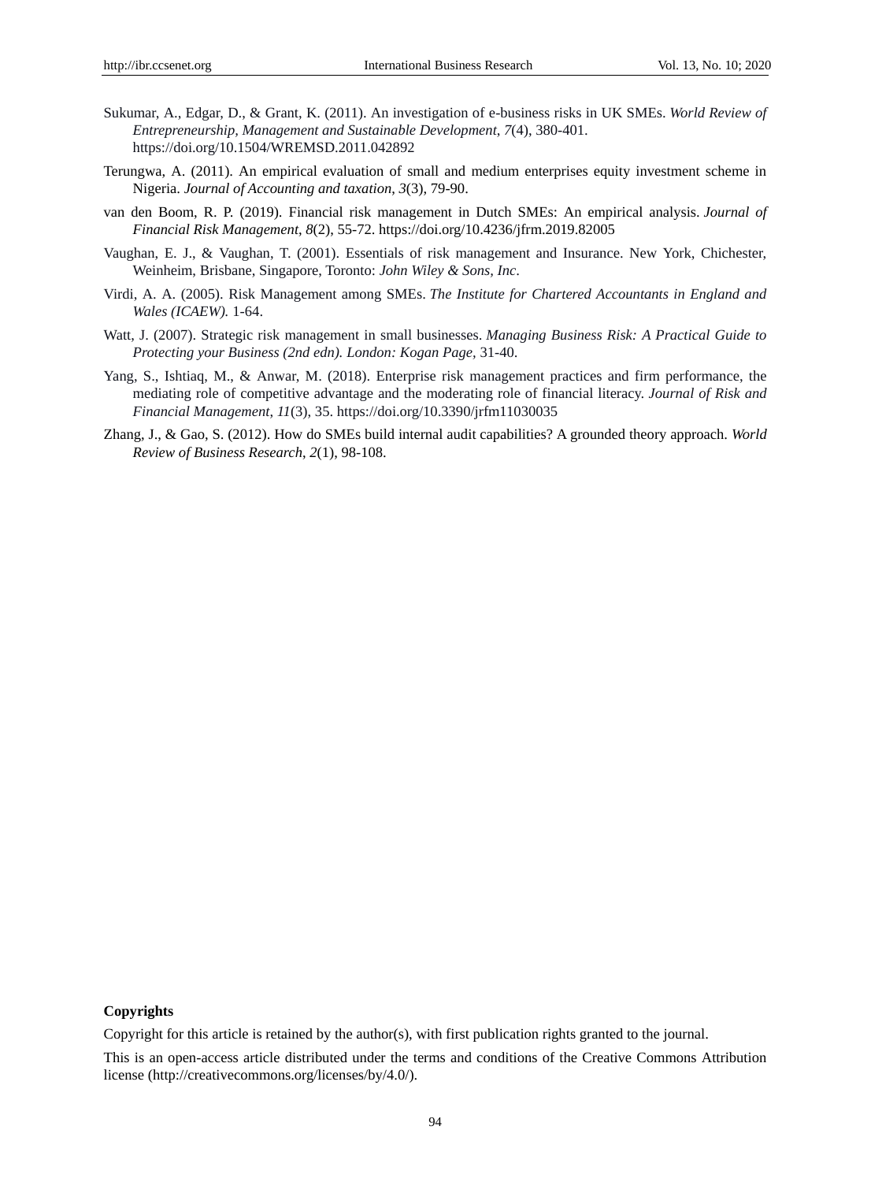Sukumar, A., Edgar, D., & Grant, K. (2011). An investigation of e-business risks in UK SMEs. *World Review of Entrepreneurship, Management and Sustainable Development, 7*(4), 380-401. https://doi.org/10.1504/WREMSD.2011.042892

Terungwa, A. (2011). An empirical evaluation of small and medium enterprises equity investment scheme in Nigeria. *Journal of Accounting and taxation*, *3*(3), 79-90.

van den Boom, R. P. (2019). Financial risk management in Dutch SMEs: An empirical analysis. *Journal of Financial Risk Management*, *8*(2), 55-72. https://doi.org/10.4236/jfrm.2019.82005

Vaughan, E. J., & Vaughan, T. (2001). Essentials of risk management and Insurance. New York, Chichester, Weinheim, Brisbane, Singapore, Toronto: *John Wiley & Sons, Inc*.

Virdi, A. A. (2005). Risk Management among SMEs. *The Institute for Chartered Accountants in England and Wales (ICAEW).* 1-64.

Watt, J. (2007). Strategic risk management in small businesses. *Managing Business Risk: A Practical Guide to Protecting your Business (2nd edn). London: Kogan Page*, 31-40.

Yang, S., Ishtiaq, M., & Anwar, M. (2018). Enterprise risk management practices and firm performance, the mediating role of competitive advantage and the moderating role of financial literacy. *Journal of Risk and Financial Management*, *11*(3), 35. https://doi.org/10.3390/jrfm11030035

Zhang, J., & Gao, S. (2012). How do SMEs build internal audit capabilities? A grounded theory approach. *World Review of Business Research*, *2*(1), 98-108.

**Copyrights**

Copyright for this article is retained by the author(s), with first publication rights granted to the journal.

This is an open-access article distributed under the terms and conditions of the Creative Commons Attribution license (http://creativecommons.org/licenses/by/4.0/).